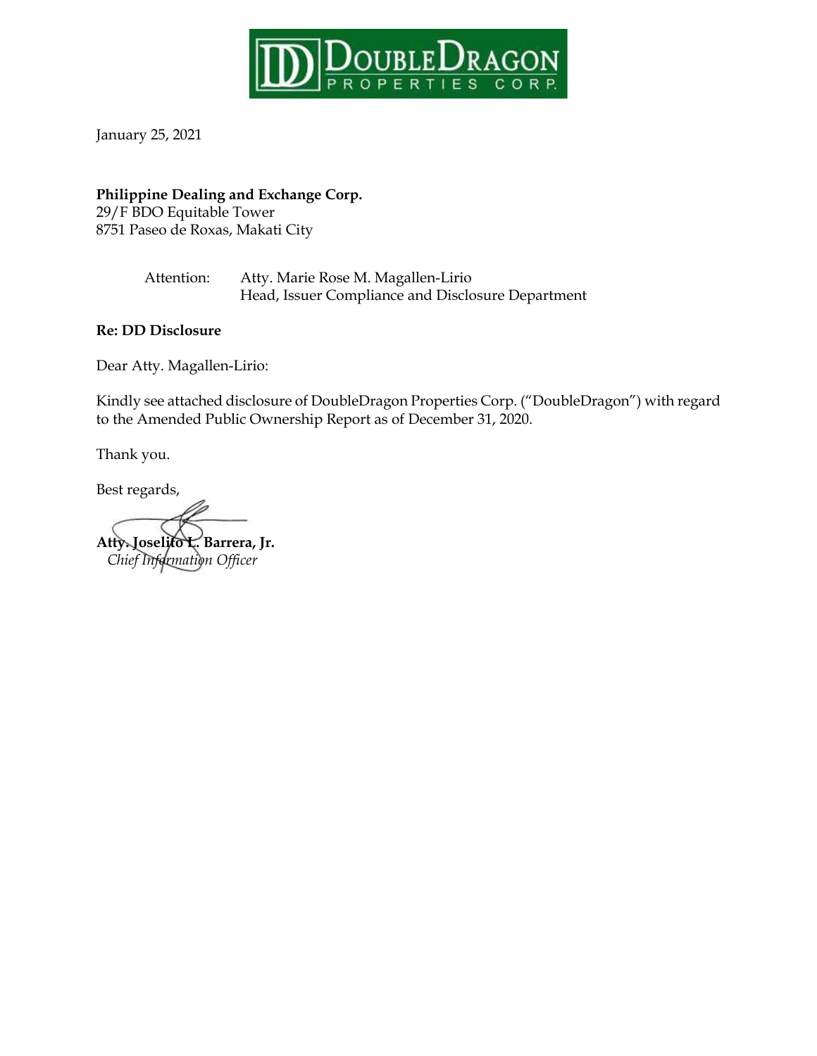DoubleDragon Properties Corp.

January 25, 2021

**Philippine Dealing and Exchange Corp.**
29/F BDO Equitable Tower
8751 Paseo de Roxas, Makati City

Attention: Atty. Marie Rose M. Magallen-Lirio
Head, Issuer Compliance and Disclosure Department

**Re: DD Disclosure**

Dear Atty. Magallen-Lirio:

Kindly see attached disclosure of DoubleDragon Properties Corp. ("DoubleDragon") with regard to the Amended Public Ownership Report as of December 31, 2020.

Thank you.

Best regards,

**Atty. Joselito L. Barrera, Jr.**
*Chief Information Officer*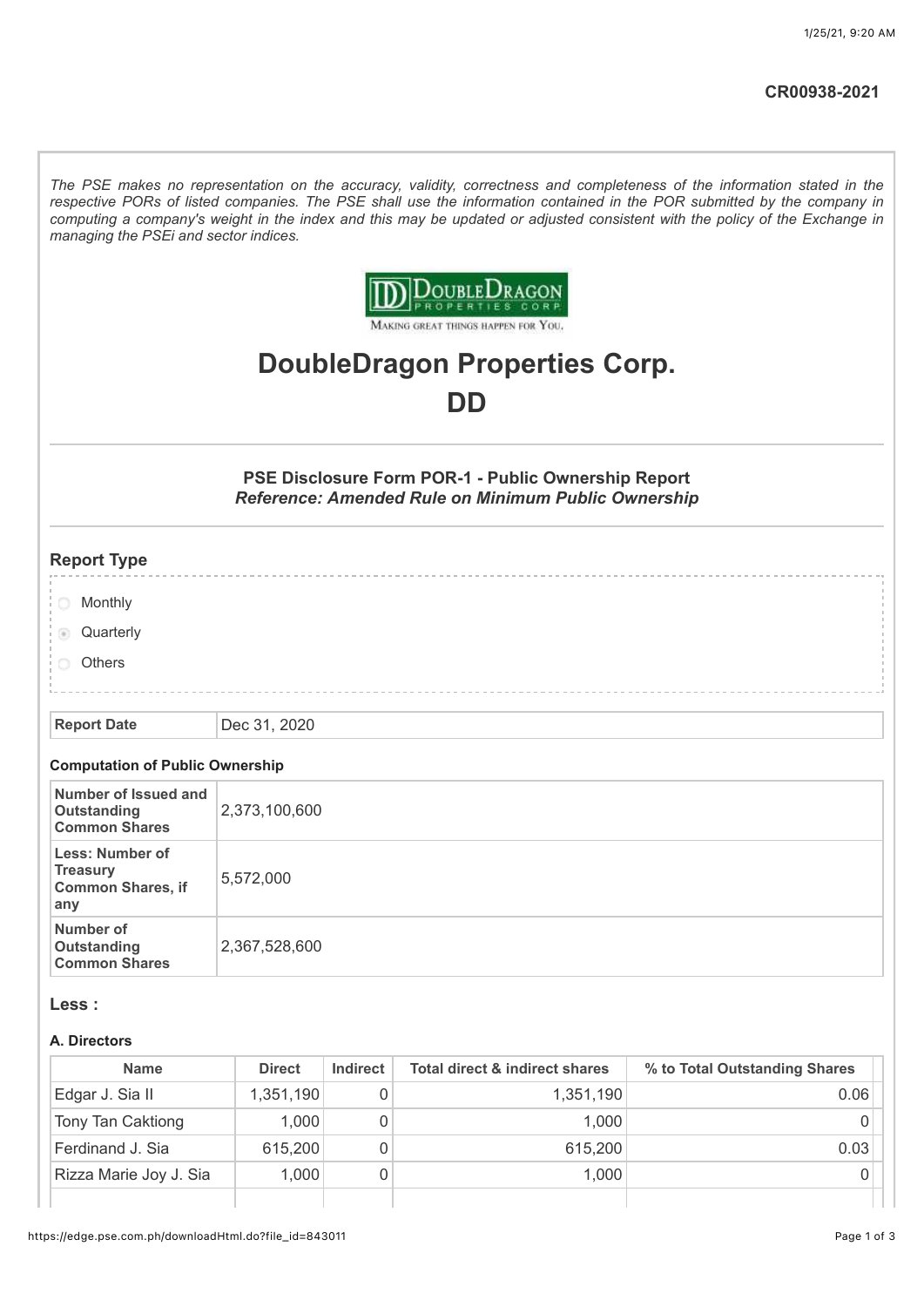CR00938-2021

*The PSE makes no representation on the accuracy, validity, correctness and completeness of the information stated in the respective PORs of listed companies. The PSE shall use the information contained in the POR submitted by the company in computing a company's weight in the index and this may be updated or adjusted consistent with the policy of the Exchange in managing the PSEi and sector indices.*

DoubleDragon Properties Corp.
Making Great Things Happen For You.

# DoubleDragon Properties Corp.

# DD

### PSE Disclosure Form POR-1 - Public Ownership Report

***Reference: Amended Rule on Minimum Public Ownership***

## Report Type

- Monthly
- (selected) Quarterly
- Others

| Report Date | Dec 31, 2020 |
|---|---|

### Computation of Public Ownership

| | |
|---|---|
| Number of Issued and Outstanding Common Shares | 2,373,100,600 |
| Less: Number of Treasury Common Shares, if any | 5,572,000 |
| Number of Outstanding Common Shares | 2,367,528,600 |

## Less :

### A. Directors

| Name | Direct | Indirect | Total direct & indirect shares | % to Total Outstanding Shares |
|---|---|---|---|---|
| Edgar J. Sia II | 1,351,190 | 0 | 1,351,190 | 0.06 |
| Tony Tan Caktiong | 1,000 | 0 | 1,000 | 0 |
| Ferdinand J. Sia | 615,200 | 0 | 615,200 | 0.03 |
| Rizza Marie Joy J. Sia | 1,000 | 0 | 1,000 | 0 |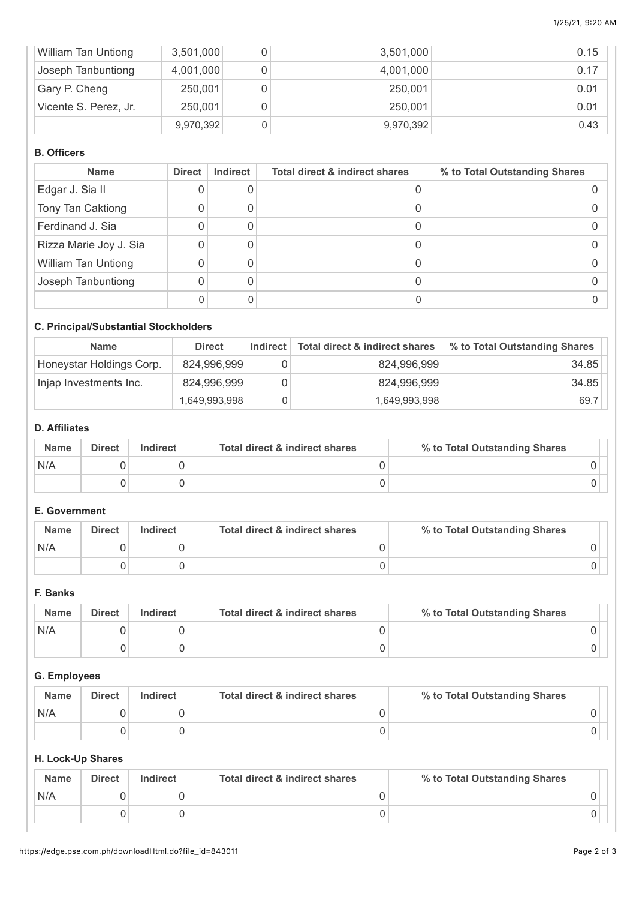| | | | | |
|---|---|---|---|---|
| William Tan Untiong | 3,501,000 | 0 | 3,501,000 | 0.15 |
| Joseph Tanbuntiong | 4,001,000 | 0 | 4,001,000 | 0.17 |
| Gary P. Cheng | 250,001 | 0 | 250,001 | 0.01 |
| Vicente S. Perez, Jr. | 250,001 | 0 | 250,001 | 0.01 |
| | 9,970,392 | 0 | 9,970,392 | 0.43 |

#### B. Officers

| Name | Direct | Indirect | Total direct & indirect shares | % to Total Outstanding Shares |
|---|---|---|---|---|
| Edgar J. Sia II | 0 | 0 | 0 | 0 |
| Tony Tan Caktiong | 0 | 0 | 0 | 0 |
| Ferdinand J. Sia | 0 | 0 | 0 | 0 |
| Rizza Marie Joy J. Sia | 0 | 0 | 0 | 0 |
| William Tan Untiong | 0 | 0 | 0 | 0 |
| Joseph Tanbuntiong | 0 | 0 | 0 | 0 |
| | 0 | 0 | 0 | 0 |

#### C. Principal/Substantial Stockholders

| Name | Direct | Indirect | Total direct & indirect shares | % to Total Outstanding Shares |
|---|---|---|---|---|
| Honeystar Holdings Corp. | 824,996,999 | 0 | 824,996,999 | 34.85 |
| Injap Investments Inc. | 824,996,999 | 0 | 824,996,999 | 34.85 |
| | 1,649,993,998 | 0 | 1,649,993,998 | 69.7 |

#### D. Affiliates

| Name | Direct | Indirect | Total direct & indirect shares | % to Total Outstanding Shares |
|---|---|---|---|---|
| N/A | 0 | 0 | 0 | 0 |
| | 0 | 0 | 0 | 0 |

#### E. Government

| Name | Direct | Indirect | Total direct & indirect shares | % to Total Outstanding Shares |
|---|---|---|---|---|
| N/A | 0 | 0 | 0 | 0 |
| | 0 | 0 | 0 | 0 |

#### F. Banks

| Name | Direct | Indirect | Total direct & indirect shares | % to Total Outstanding Shares |
|---|---|---|---|---|
| N/A | 0 | 0 | 0 | 0 |
| | 0 | 0 | 0 | 0 |

#### G. Employees

| Name | Direct | Indirect | Total direct & indirect shares | % to Total Outstanding Shares |
|---|---|---|---|---|
| N/A | 0 | 0 | 0 | 0 |
| | 0 | 0 | 0 | 0 |

#### H. Lock-Up Shares

| Name | Direct | Indirect | Total direct & indirect shares | % to Total Outstanding Shares |
|---|---|---|---|---|
| N/A | 0 | 0 | 0 | 0 |
| | 0 | 0 | 0 | 0 |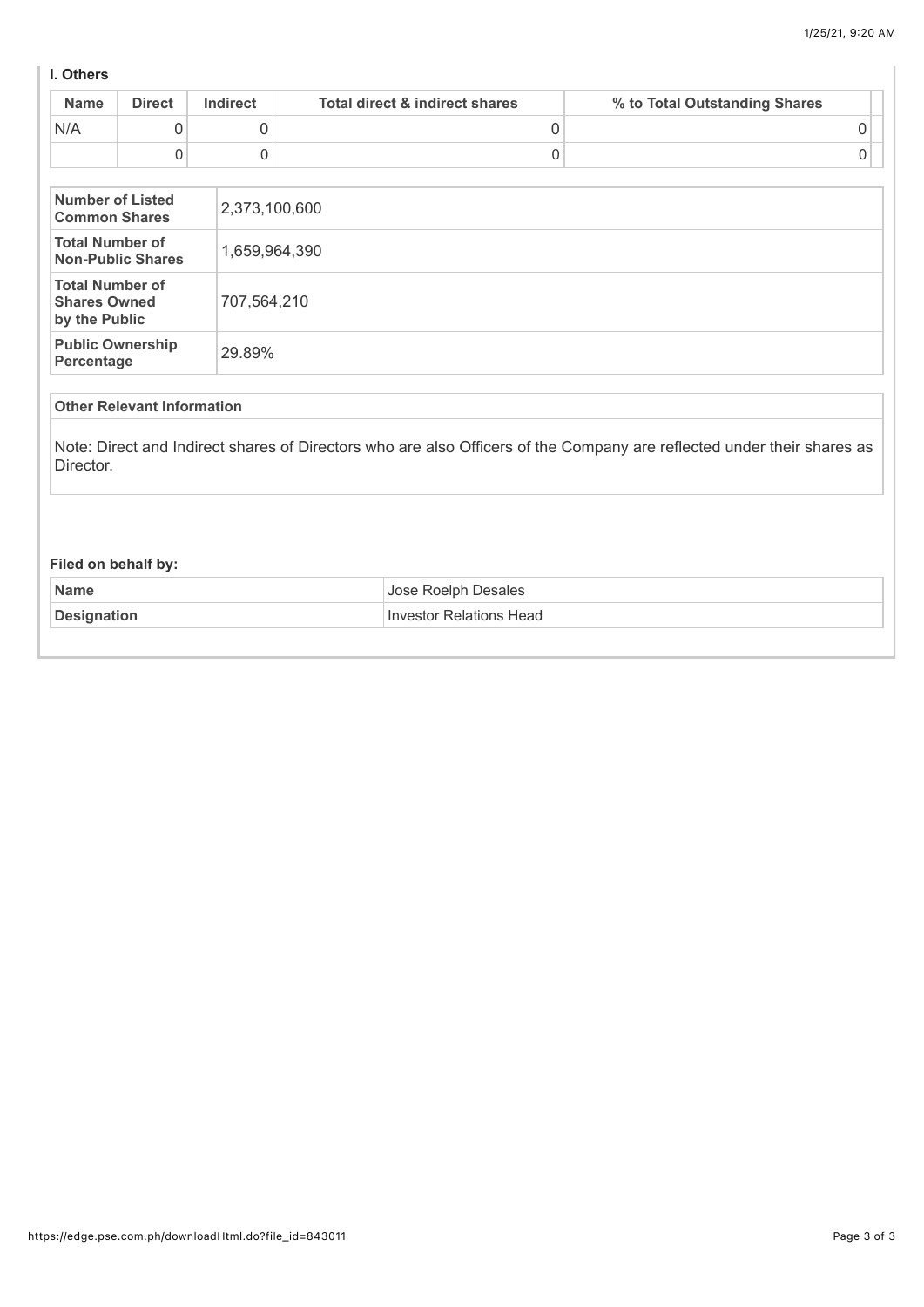### I. Others

| Name | Direct | Indirect | Total direct & indirect shares | % to Total Outstanding Shares |
| --- | --- | --- | --- | --- |
| N/A | 0 | 0 | 0 | 0 |
| | 0 | 0 | 0 | 0 |

| | |
| --- | --- |
| **Number of Listed Common Shares** | 2,373,100,600 |
| **Total Number of Non-Public Shares** | 1,659,964,390 |
| **Total Number of Shares Owned by the Public** | 707,564,210 |
| **Public Ownership Percentage** | 29.89% |

**Other Relevant Information**

Note: Direct and Indirect shares of Directors who are also Officers of the Company are reflected under their shares as Director.

**Filed on behalf by:**

| | |
| --- | --- |
| **Name** | Jose Roelph Desales |
| **Designation** | Investor Relations Head |